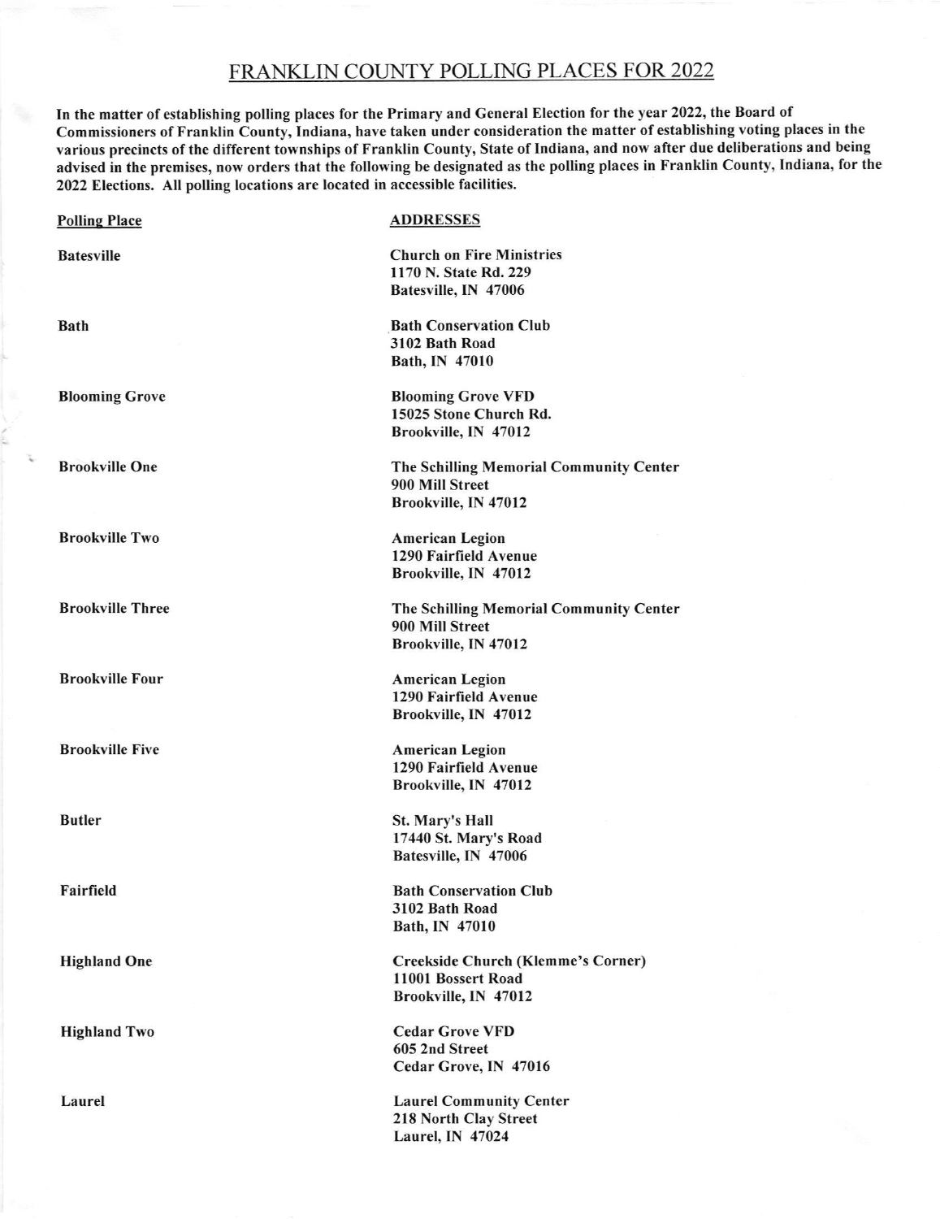# FRANKLIN COUNTY POLLING PLACES FOR 2022

**In the matter of establishing polling places for the Primary and General Election for the year 2022, the Board of Commissioners of Franklin County, Indiana, have taken under consideration the matter of establishing voting places in the various precincts of the different townships of Franklin County, State of Indiana, and now after due deliberations and being advised in the premises, now orders that the following be designated as the polling places in Franklin County, Indiana, for the 2022 Elections. All polling locations are located in accessible facilities.**

| Polling Place | ADDRESSES |
|---|---|
| Batesville | Church on Fire Ministries<br>1170 N. State Rd. 229<br>Batesville, IN 47006 |
| Bath | Bath Conservation Club<br>3102 Bath Road<br>Bath, IN 47010 |
| Blooming Grove | Blooming Grove VFD<br>15025 Stone Church Rd.<br>Brookville, IN 47012 |
| Brookville One | The Schilling Memorial Community Center<br>900 Mill Street<br>Brookville, IN 47012 |
| Brookville Two | American Legion<br>1290 Fairfield Avenue<br>Brookville, IN 47012 |
| Brookville Three | The Schilling Memorial Community Center<br>900 Mill Street<br>Brookville, IN 47012 |
| Brookville Four | American Legion<br>1290 Fairfield Avenue<br>Brookville, IN 47012 |
| Brookville Five | American Legion<br>1290 Fairfield Avenue<br>Brookville, IN 47012 |
| Butler | St. Mary's Hall<br>17440 St. Mary's Road<br>Batesville, IN 47006 |
| Fairfield | Bath Conservation Club<br>3102 Bath Road<br>Bath, IN 47010 |
| Highland One | Creekside Church (Klemme's Corner)<br>11001 Bossert Road<br>Brookville, IN 47012 |
| Highland Two | Cedar Grove VFD<br>605 2nd Street<br>Cedar Grove, IN 47016 |
| Laurel | Laurel Community Center<br>218 North Clay Street<br>Laurel, IN 47024 |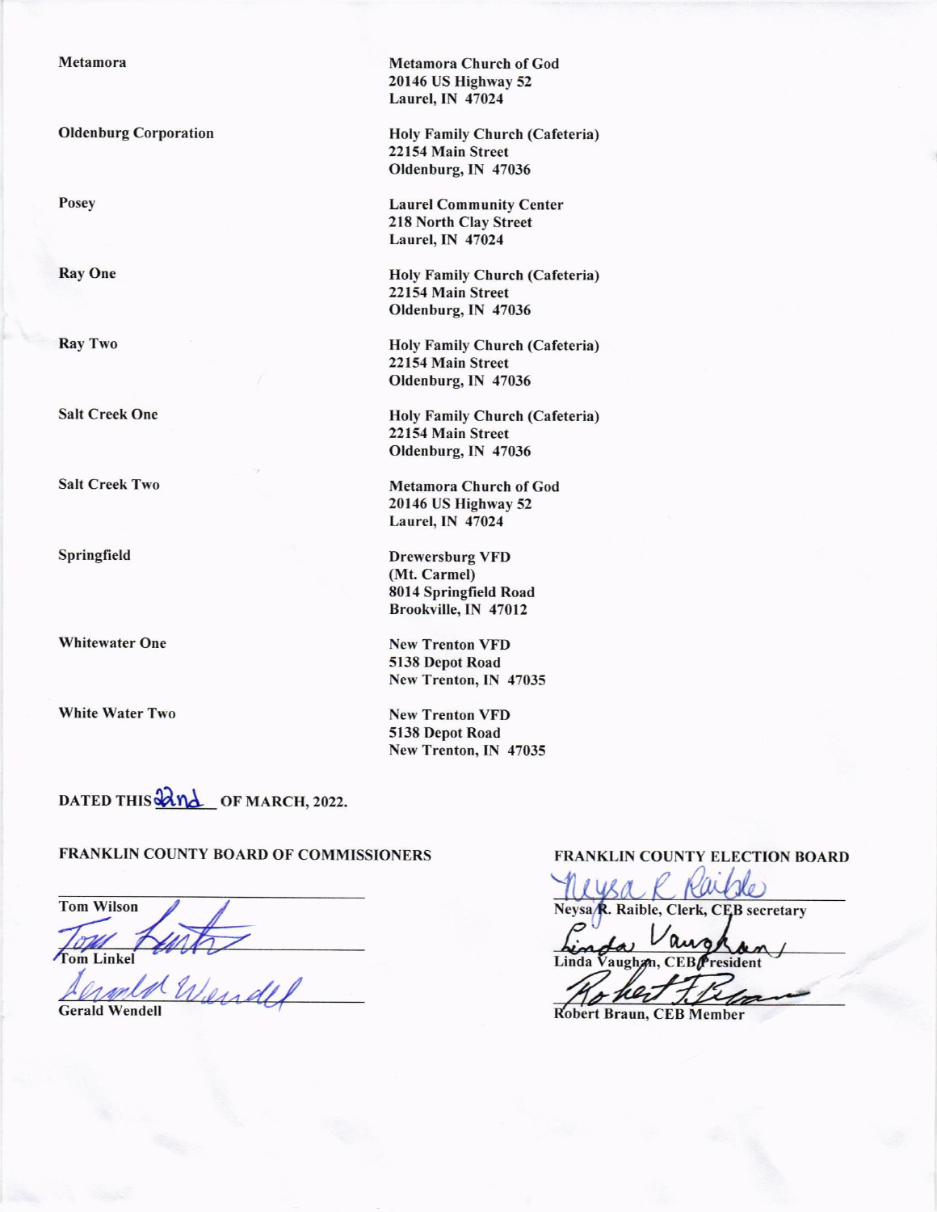| | |
|---|---|
| **Metamora** | **Metamora Church of God**<br>**20146 US Highway 52**<br>**Laurel, IN 47024** |
| **Oldenburg Corporation** | **Holy Family Church (Cafeteria)**<br>**22154 Main Street**<br>**Oldenburg, IN 47036** |
| **Posey** | **Laurel Community Center**<br>**218 North Clay Street**<br>**Laurel, IN 47024** |
| **Ray One** | **Holy Family Church (Cafeteria)**<br>**22154 Main Street**<br>**Oldenburg, IN 47036** |
| **Ray Two** | **Holy Family Church (Cafeteria)**<br>**22154 Main Street**<br>**Oldenburg, IN 47036** |
| **Salt Creek One** | **Holy Family Church (Cafeteria)**<br>**22154 Main Street**<br>**Oldenburg, IN 47036** |
| **Salt Creek Two** | **Metamora Church of God**<br>**20146 US Highway 52**<br>**Laurel, IN 47024** |
| **Springfield** | **Drewersburg VFD**<br>**(Mt. Carmel)**<br>**8014 Springfield Road**<br>**Brookville, IN 47012** |
| **Whitewater One** | **New Trenton VFD**<br>**5138 Depot Road**<br>**New Trenton, IN 47035** |
| **White Water Two** | **New Trenton VFD**<br>**5138 Depot Road**<br>**New Trenton, IN 47035** |

**DATED THIS 22nd OF MARCH, 2022.**

**FRANKLIN COUNTY BOARD OF COMMISSIONERS**

______________________________
**Tom Wilson**

Tom Linkel
______________________________
**Tom Linkel**

Gerald Wendell
______________________________
**Gerald Wendell**

**FRANKLIN COUNTY ELECTION BOARD**

Neysa R Raible
______________________________
**Neysa R. Raible, Clerk, CEB secretary**

Linda Vaughan
______________________________
**Linda Vaughan, CEB President**

Robert F. Braun
______________________________
**Robert Braun, CEB Member**